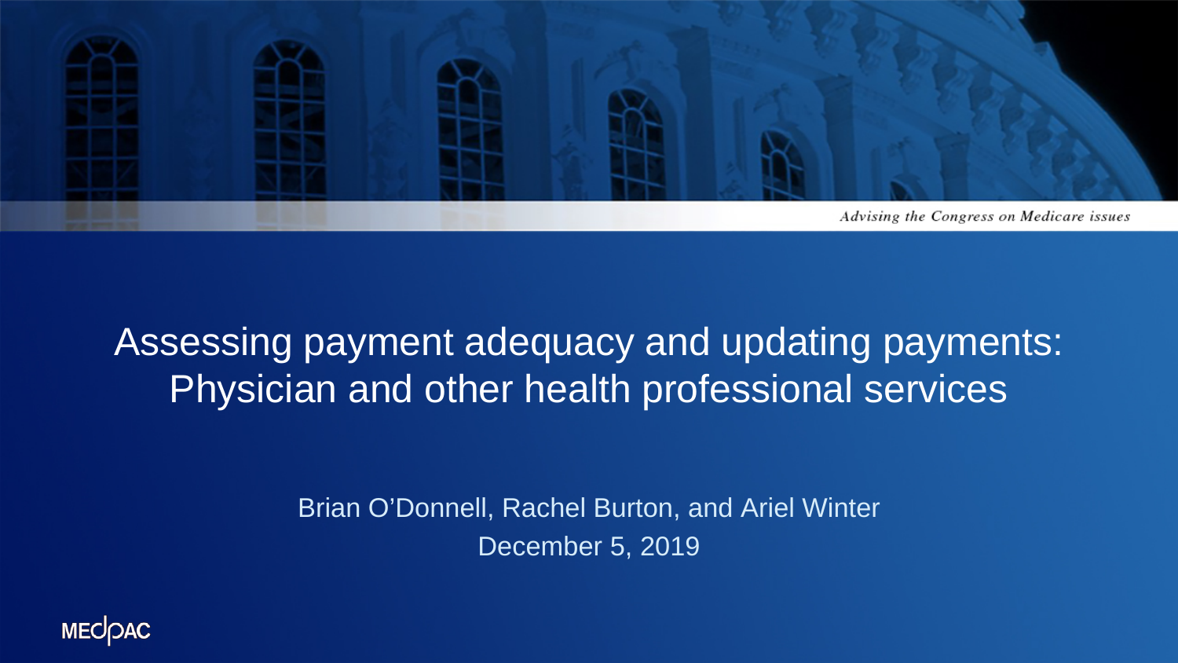*Advising the Congress on Medicare issues*

# Assessing payment adequacy and updating payments: Physician and other health professional services

Brian O'Donnell, Rachel Burton, and Ariel Winter

December 5, 2019

MEDPAC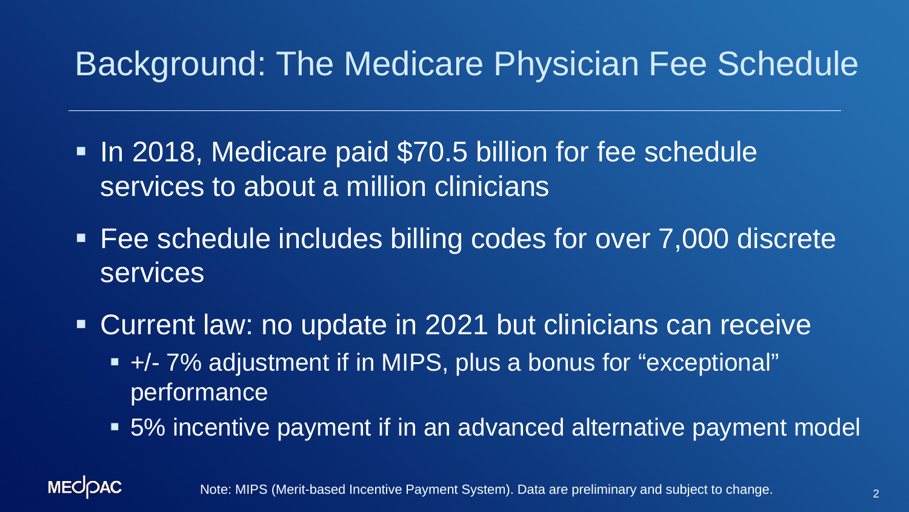# Background: The Medicare Physician Fee Schedule

- In 2018, Medicare paid $70.5 billion for fee schedule services to about a million clinicians
- Fee schedule includes billing codes for over 7,000 discrete services
- Current law: no update in 2021 but clinicians can receive
  - +/- 7% adjustment if in MIPS, plus a bonus for "exceptional" performance
  - 5% incentive payment if in an advanced alternative payment model

Note: MIPS (Merit-based Incentive Payment System). Data are preliminary and subject to change.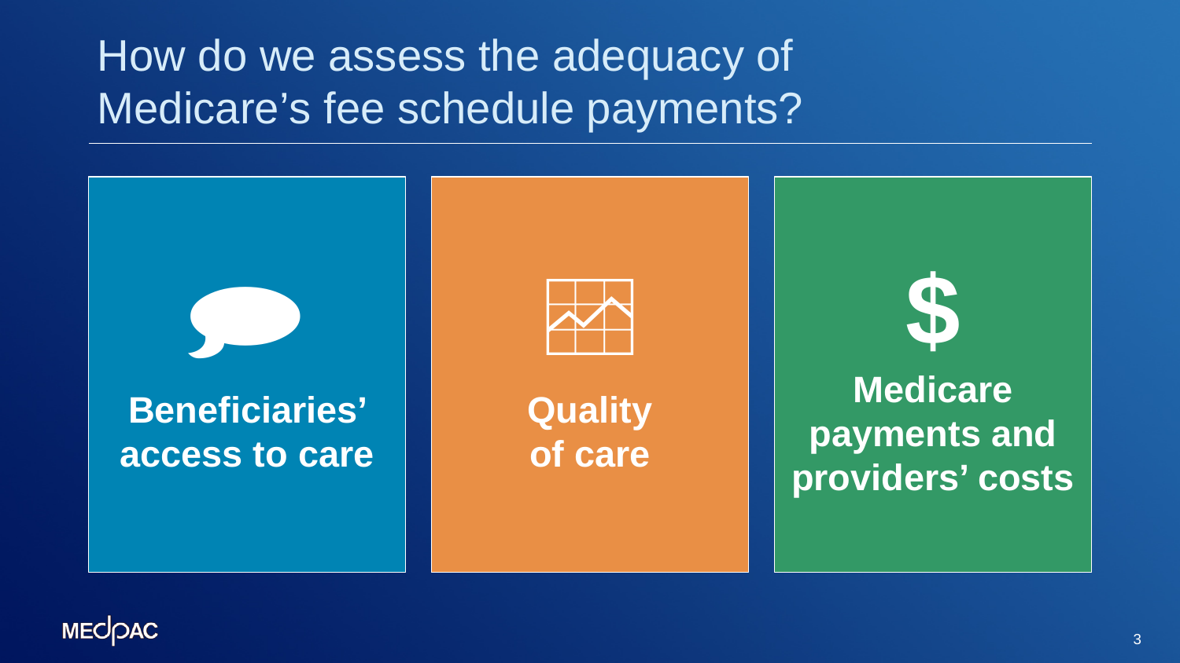# How do we assess the adequacy of Medicare's fee schedule payments?

**Beneficiaries' access to care**

**Quality of care**

**Medicare payments and providers' costs**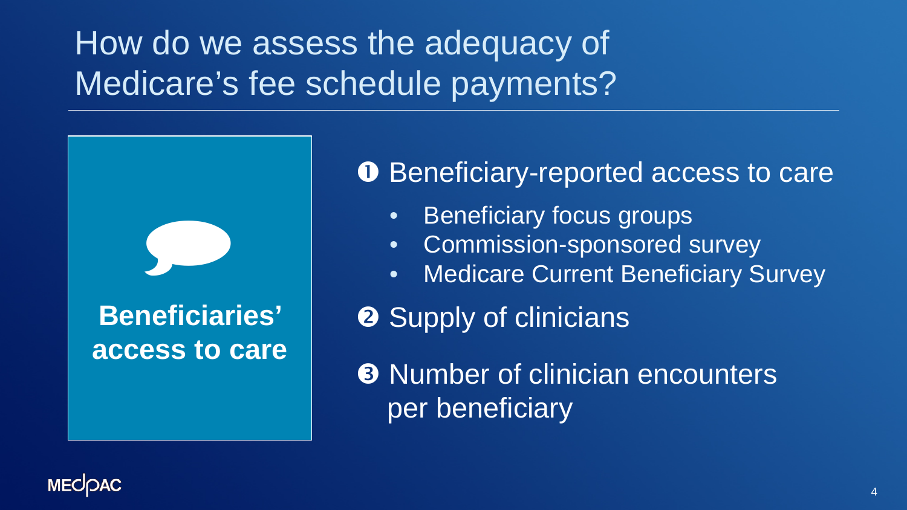# How do we assess the adequacy of Medicare's fee schedule payments?

**Beneficiaries' access to care**

❶ Beneficiary-reported access to care

- Beneficiary focus groups
- Commission-sponsored survey
- Medicare Current Beneficiary Survey

❷ Supply of clinicians

❸ Number of clinician encounters per beneficiary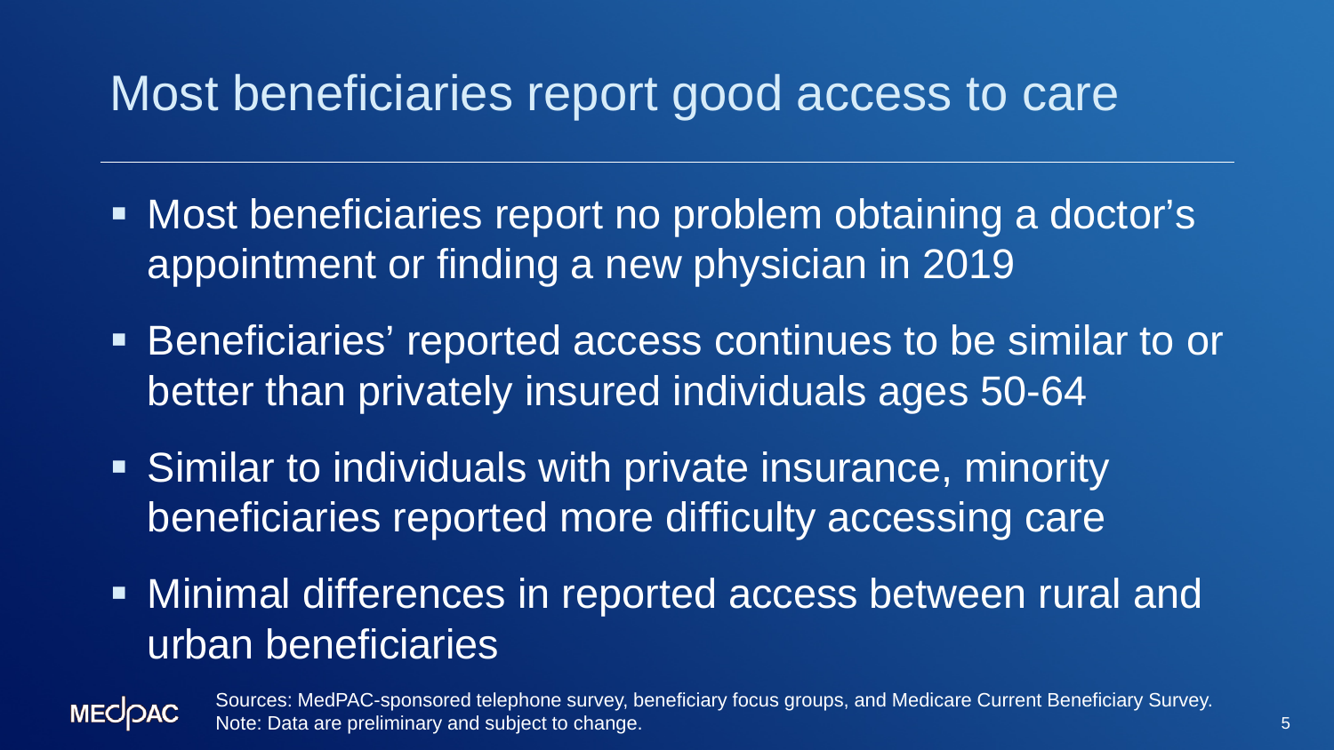# Most beneficiaries report good access to care

- Most beneficiaries report no problem obtaining a doctor's appointment or finding a new physician in 2019
- Beneficiaries' reported access continues to be similar to or better than privately insured individuals ages 50-64
- Similar to individuals with private insurance, minority beneficiaries reported more difficulty accessing care
- Minimal differences in reported access between rural and urban beneficiaries

Sources: MedPAC-sponsored telephone survey, beneficiary focus groups, and Medicare Current Beneficiary Survey.
Note: Data are preliminary and subject to change.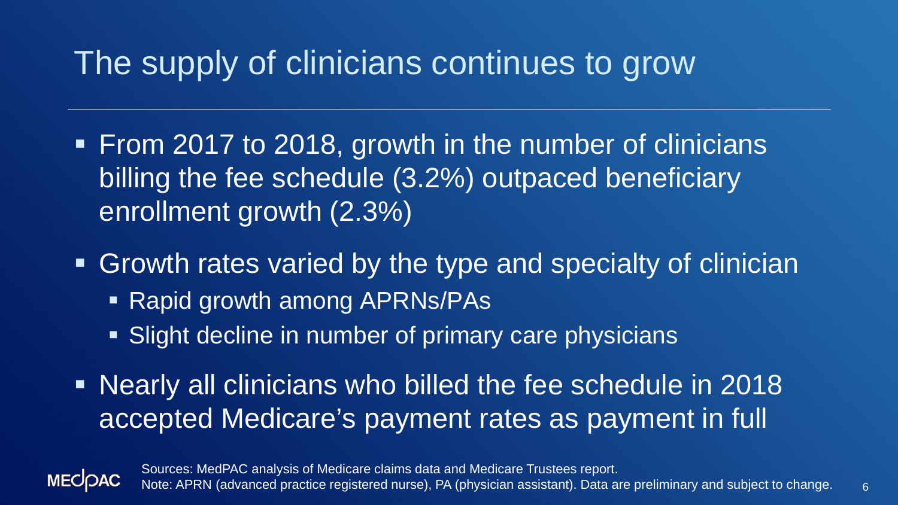# The supply of clinicians continues to grow

- From 2017 to 2018, growth in the number of clinicians billing the fee schedule (3.2%) outpaced beneficiary enrollment growth (2.3%)
- Growth rates varied by the type and specialty of clinician
  - Rapid growth among APRNs/PAs
  - Slight decline in number of primary care physicians
- Nearly all clinicians who billed the fee schedule in 2018 accepted Medicare's payment rates as payment in full

Sources: MedPAC analysis of Medicare claims data and Medicare Trustees report.
Note: APRN (advanced practice registered nurse), PA (physician assistant). Data are preliminary and subject to change.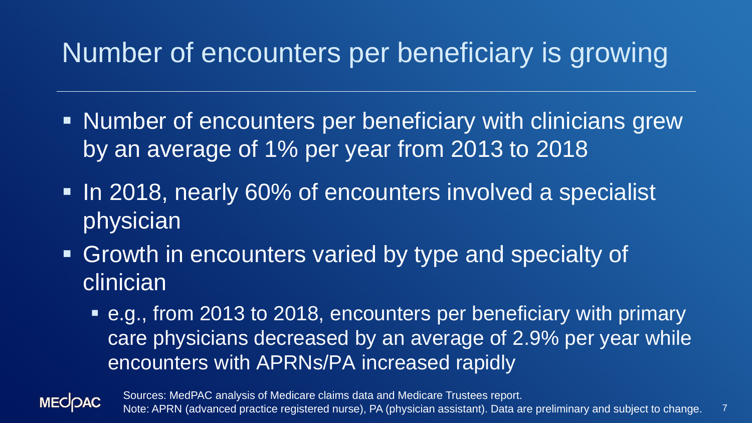# Number of encounters per beneficiary is growing

- Number of encounters per beneficiary with clinicians grew by an average of 1% per year from 2013 to 2018
- In 2018, nearly 60% of encounters involved a specialist physician
- Growth in encounters varied by type and specialty of clinician
  - e.g., from 2013 to 2018, encounters per beneficiary with primary care physicians decreased by an average of 2.9% per year while encounters with APRNs/PA increased rapidly

Sources: MedPAC analysis of Medicare claims data and Medicare Trustees report.
Note: APRN (advanced practice registered nurse), PA (physician assistant). Data are preliminary and subject to change.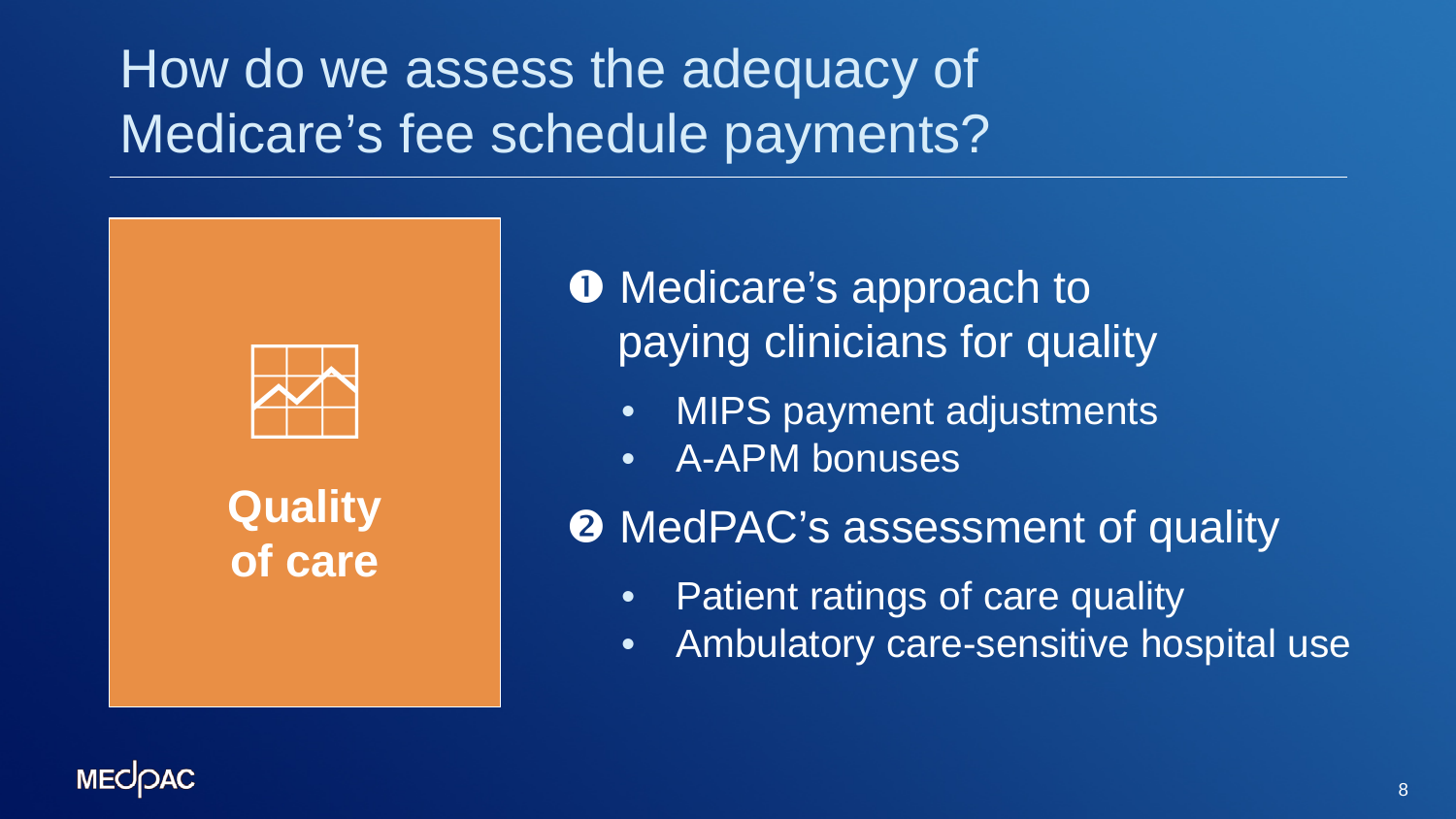# How do we assess the adequacy of Medicare's fee schedule payments?

**Quality of care**

❶ Medicare's approach to paying clinicians for quality

- MIPS payment adjustments
- A-APM bonuses

❷ MedPAC's assessment of quality

- Patient ratings of care quality
- Ambulatory care-sensitive hospital use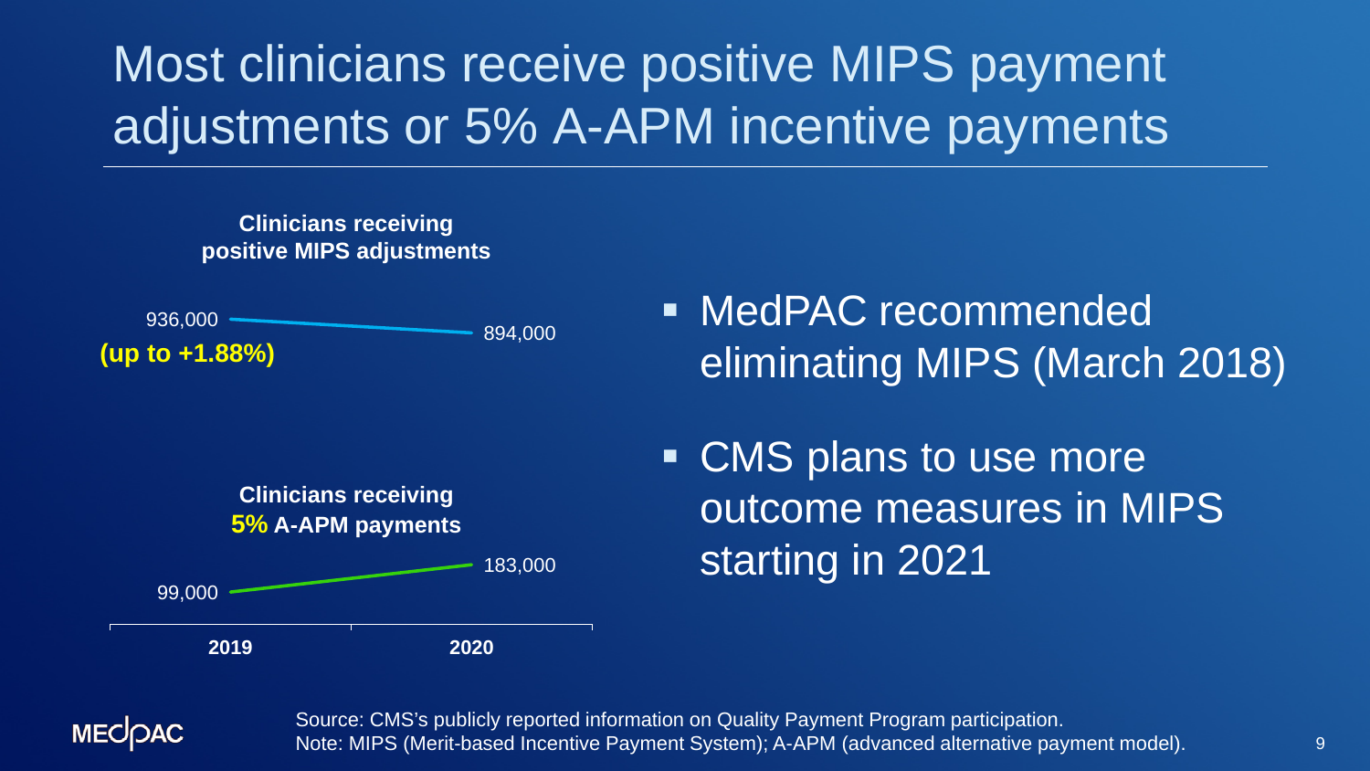# Most clinicians receive positive MIPS payment adjustments or 5% A-APM incentive payments

**Clinicians receiving positive MIPS adjustments**

| | 2019 | 2020 |
|---|---|---|
| Clinicians receiving positive MIPS adjustments **(up to +1.88%)** | 936,000 | 894,000 |
| Clinicians receiving **5%** A-APM payments | 99,000 | 183,000 |

- MedPAC recommended eliminating MIPS (March 2018)
- CMS plans to use more outcome measures in MIPS starting in 2021

Source: CMS's publicly reported information on Quality Payment Program participation.
Note: MIPS (Merit-based Incentive Payment System); A-APM (advanced alternative payment model).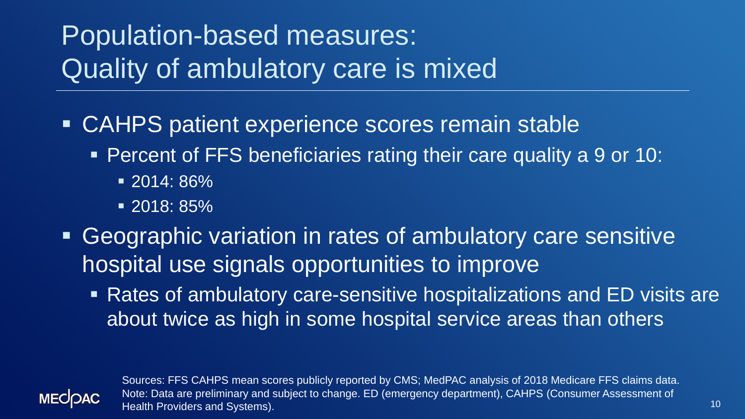# Population-based measures: Quality of ambulatory care is mixed

- CAHPS patient experience scores remain stable
  - Percent of FFS beneficiaries rating their care quality a 9 or 10:
    - 2014: 86%
    - 2018: 85%
- Geographic variation in rates of ambulatory care sensitive hospital use signals opportunities to improve
  - Rates of ambulatory care-sensitive hospitalizations and ED visits are about twice as high in some hospital service areas than others

Sources: FFS CAHPS mean scores publicly reported by CMS; MedPAC analysis of 2018 Medicare FFS claims data.
Note: Data are preliminary and subject to change. ED (emergency department), CAHPS (Consumer Assessment of Health Providers and Systems).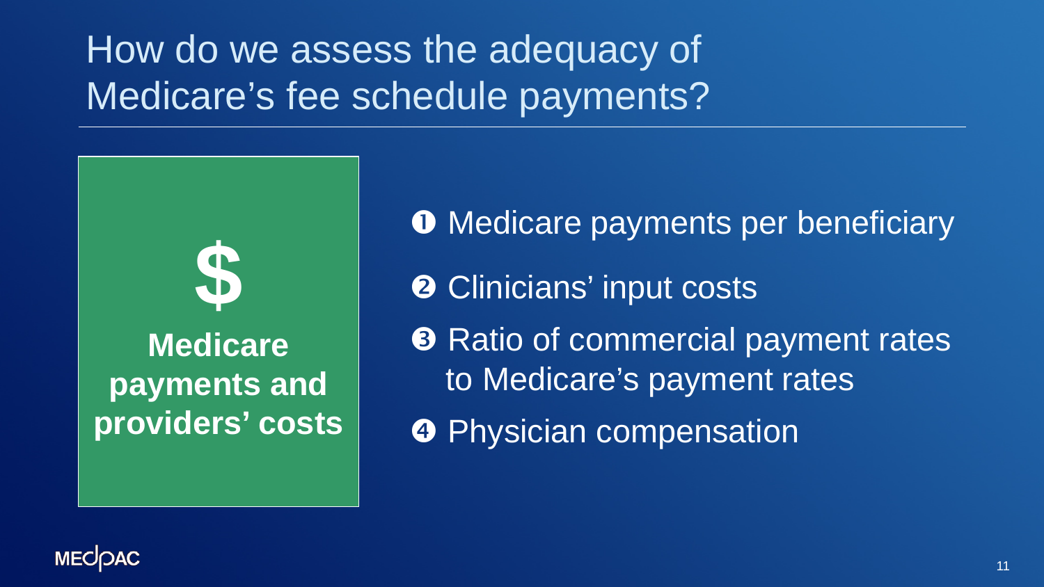# How do we assess the adequacy of Medicare's fee schedule payments?

**$**

**Medicare payments and providers' costs**

1. Medicare payments per beneficiary
2. Clinicians' input costs
3. Ratio of commercial payment rates to Medicare's payment rates
4. Physician compensation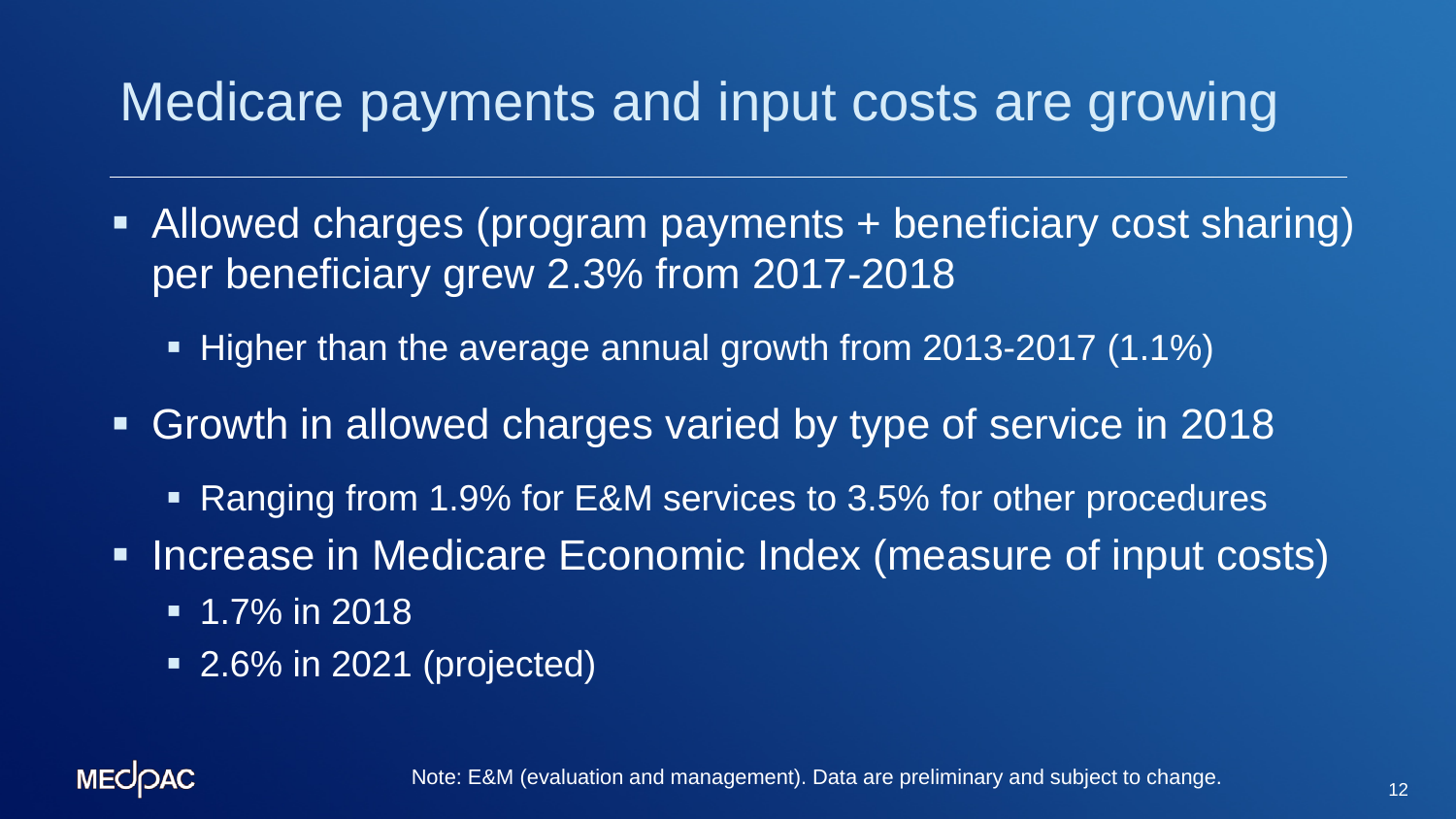# Medicare payments and input costs are growing

- Allowed charges (program payments + beneficiary cost sharing) per beneficiary grew 2.3% from 2017-2018
  - Higher than the average annual growth from 2013-2017 (1.1%)
- Growth in allowed charges varied by type of service in 2018
  - Ranging from 1.9% for E&M services to 3.5% for other procedures
- Increase in Medicare Economic Index (measure of input costs)
  - 1.7% in 2018
  - 2.6% in 2021 (projected)

Note: E&M (evaluation and management). Data are preliminary and subject to change.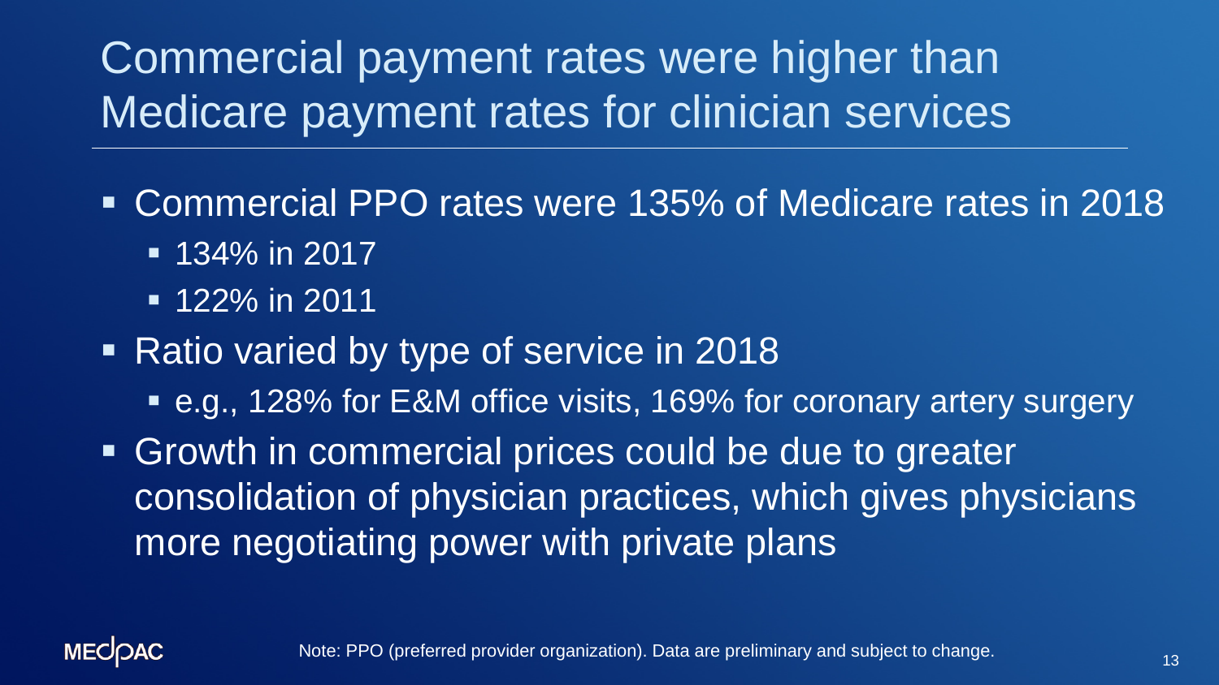# Commercial payment rates were higher than Medicare payment rates for clinician services

- Commercial PPO rates were 135% of Medicare rates in 2018
  - 134% in 2017
  - 122% in 2011
- Ratio varied by type of service in 2018
  - e.g., 128% for E&M office visits, 169% for coronary artery surgery
- Growth in commercial prices could be due to greater consolidation of physician practices, which gives physicians more negotiating power with private plans

Note: PPO (preferred provider organization). Data are preliminary and subject to change.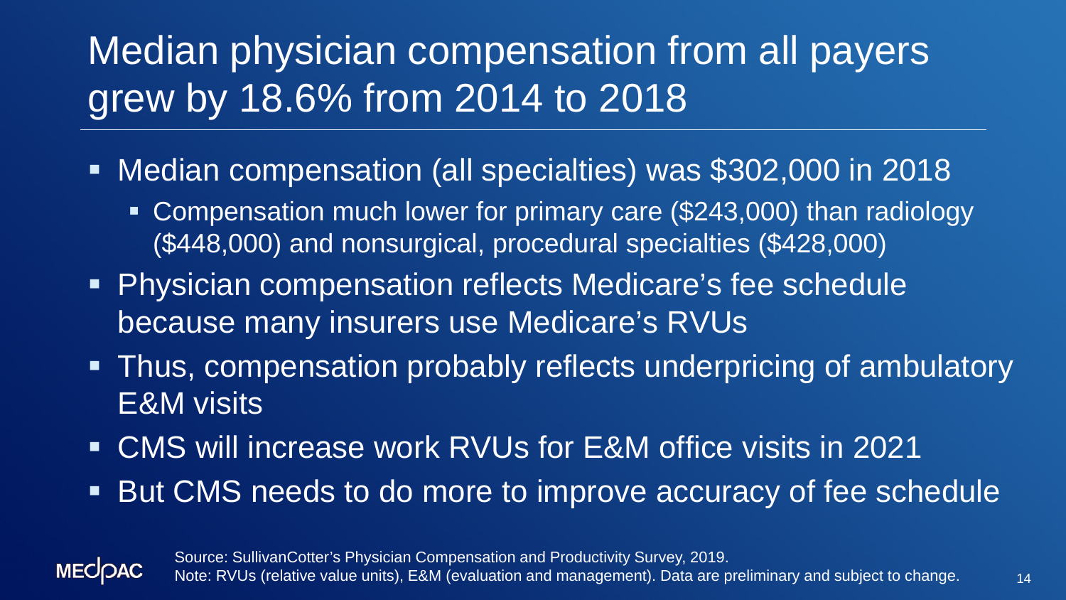# Median physician compensation from all payers grew by 18.6% from 2014 to 2018

- Median compensation (all specialties) was $302,000 in 2018
  - Compensation much lower for primary care ($243,000) than radiology ($448,000) and nonsurgical, procedural specialties ($428,000)
- Physician compensation reflects Medicare's fee schedule because many insurers use Medicare's RVUs
- Thus, compensation probably reflects underpricing of ambulatory E&M visits
- CMS will increase work RVUs for E&M office visits in 2021
- But CMS needs to do more to improve accuracy of fee schedule

Source: SullivanCotter's Physician Compensation and Productivity Survey, 2019.
Note: RVUs (relative value units), E&M (evaluation and management). Data are preliminary and subject to change.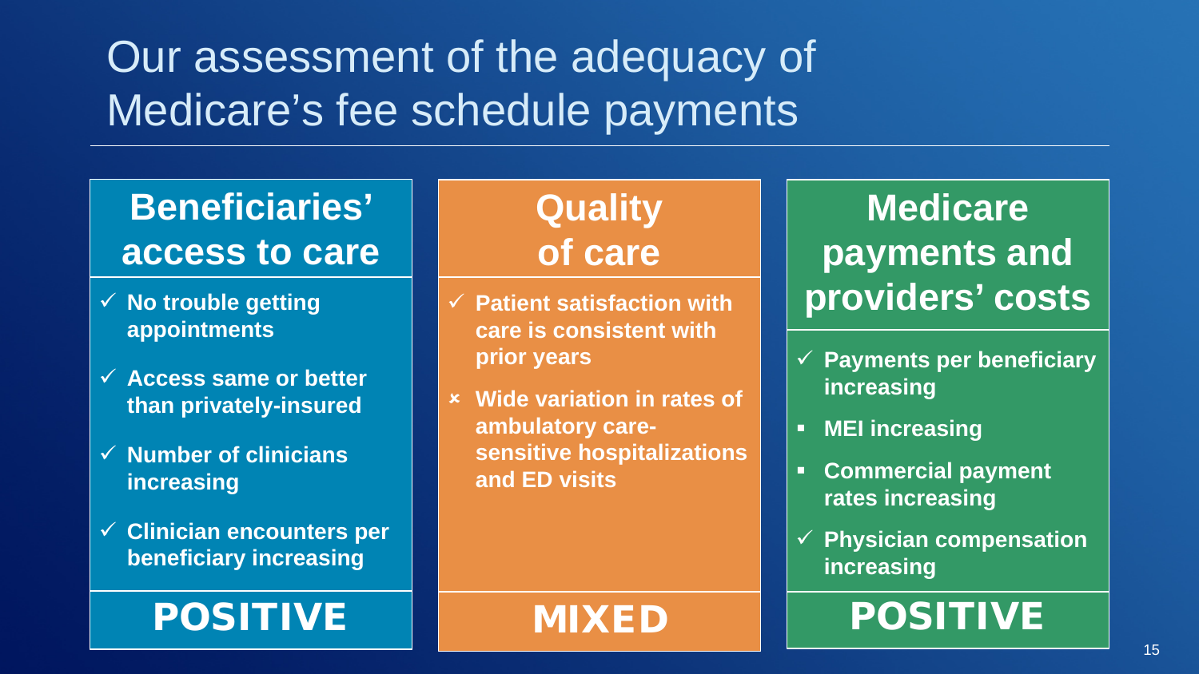# Our assessment of the adequacy of Medicare's fee schedule payments

## Beneficiaries' access to care

- ✓ No trouble getting appointments
- ✓ Access same or better than privately-insured
- ✓ Number of clinicians increasing
- ✓ Clinician encounters per beneficiary increasing

**POSITIVE**

## Quality of care

- ✓ Patient satisfaction with care is consistent with prior years
- ✗ Wide variation in rates of ambulatory care-sensitive hospitalizations and ED visits

**MIXED**

## Medicare payments and providers' costs

- ✓ Payments per beneficiary increasing
- ▪ MEI increasing
- ▪ Commercial payment rates increasing
- ✓ Physician compensation increasing

**POSITIVE**